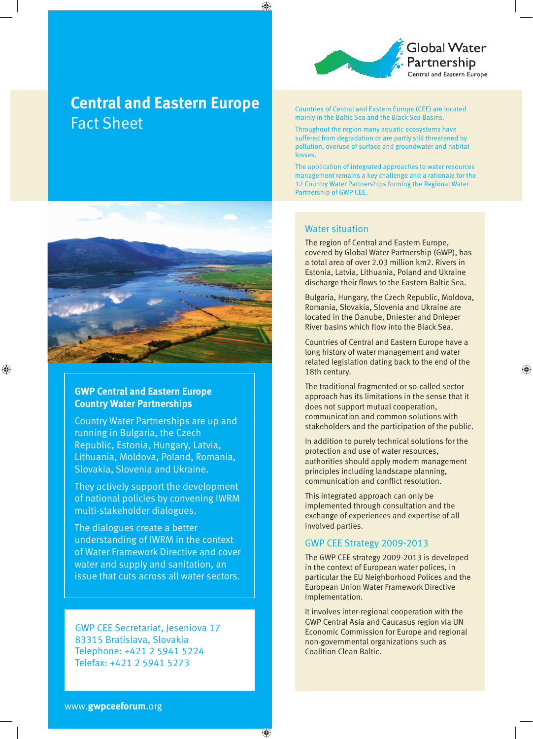Global Water Partnership
Central and Eastern Europe

# Central and Eastern Europe Fact Sheet

Countries of Central and Eastern Europe (CEE) are located mainly in the Baltic Sea and the Black Sea Basins.

Throughout the region many aquatic ecosystems have suffered from degradation or are partly still threatened by pollution, overuse of surface and groundwater and habitat losses.

The application of integrated approaches to water resources management remains a key challenge and a rationale for the 12 Country Water Partnerships forming the Regional Water Partnership of GWP CEE.

## GWP Central and Eastern Europe Country Water Partnerships

Country Water Partnerships are up and running in Bulgaria, the Czech Republic, Estonia, Hungary, Latvia, Lithuania, Moldova, Poland, Romania, Slovakia, Slovenia and Ukraine.

They actively support the development of national policies by convening IWRM multi-stakeholder dialogues.

The dialogues create a better understanding of IWRM in the context of Water Framework Directive and cover water and supply and sanitation, an issue that cuts across all water sectors.

GWP CEE Secretariat, Jeseniova 17
83315 Bratislava, Slovakia
Telephone: +421 2 5941 5224
Telefax: +421 2 5941 5273

www.**gwpceeforum**.org

## Water situation

The region of Central and Eastern Europe, covered by Global Water Partnership (GWP), has a total area of over 2.03 million km2. Rivers in Estonia, Latvia, Lithuania, Poland and Ukraine discharge their flows to the Eastern Baltic Sea.

Bulgaria, Hungary, the Czech Republic, Moldova, Romania, Slovakia, Slovenia and Ukraine are located in the Danube, Dniester and Dnieper River basins which flow into the Black Sea.

Countries of Central and Eastern Europe have a long history of water management and water related legislation dating back to the end of the 18th century.

The traditional fragmented or so-called sector approach has its limitations in the sense that it does not support mutual cooperation, communication and common solutions with stakeholders and the participation of the public.

In addition to purely technical solutions for the protection and use of water resources, authorities should apply modern management principles including landscape planning, communication and conflict resolution.

This integrated approach can only be implemented through consultation and the exchange of experiences and expertise of all involved parties.

## GWP CEE Strategy 2009-2013

The GWP CEE strategy 2009-2013 is developed in the context of European water polices, in particular the EU Neighborhood Polices and the European Union Water Framework Directive implementation.

It involves inter-regional cooperation with the GWP Central Asia and Caucasus region via UN Economic Commission for Europe and regional non-governmental organizations such as Coalition Clean Baltic.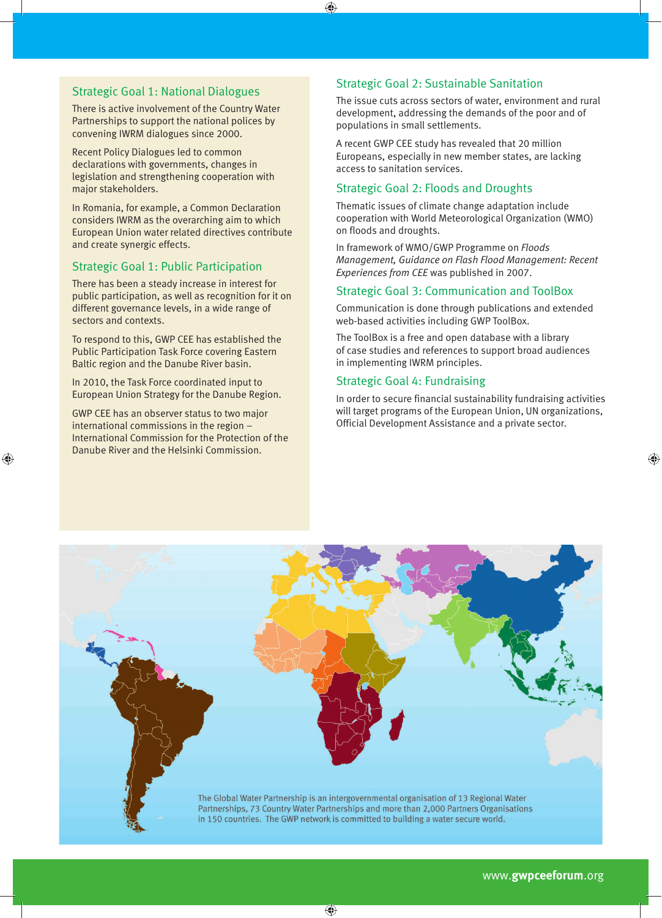## Strategic Goal 1: National Dialogues

There is active involvement of the Country Water Partnerships to support the national polices by convening IWRM dialogues since 2000.

Recent Policy Dialogues led to common declarations with governments, changes in legislation and strengthening cooperation with major stakeholders.

In Romania, for example, a Common Declaration considers IWRM as the overarching aim to which European Union water related directives contribute and create synergic effects.

## Strategic Goal 1: Public Participation

There has been a steady increase in interest for public participation, as well as recognition for it on different governance levels, in a wide range of sectors and contexts.

To respond to this, GWP CEE has established the Public Participation Task Force covering Eastern Baltic region and the Danube River basin.

In 2010, the Task Force coordinated input to European Union Strategy for the Danube Region.

GWP CEE has an observer status to two major international commissions in the region – International Commission for the Protection of the Danube River and the Helsinki Commission.

## Strategic Goal 2: Sustainable Sanitation

The issue cuts across sectors of water, environment and rural development, addressing the demands of the poor and of populations in small settlements.

A recent GWP CEE study has revealed that 20 million Europeans, especially in new member states, are lacking access to sanitation services.

## Strategic Goal 2: Floods and Droughts

Thematic issues of climate change adaptation include cooperation with World Meteorological Organization (WMO) on floods and droughts.

In framework of WMO/GWP Programme on *Floods Management, Guidance on Flash Flood Management: Recent Experiences from CEE* was published in 2007.

## Strategic Goal 3: Communication and ToolBox

Communication is done through publications and extended web-based activities including GWP ToolBox.

The ToolBox is a free and open database with a library of case studies and references to support broad audiences in implementing IWRM principles.

## Strategic Goal 4: Fundraising

In order to secure financial sustainability fundraising activities will target programs of the European Union, UN organizations, Official Development Assistance and a private sector.

The Global Water Partnership is an intergovernmental organisation of 13 Regional Water Partnerships, 73 Country Water Partnerships and more than 2,000 Partners Organisations in 150 countries. The GWP network is committed to building a water secure world.

www.**gwpceeforum**.org